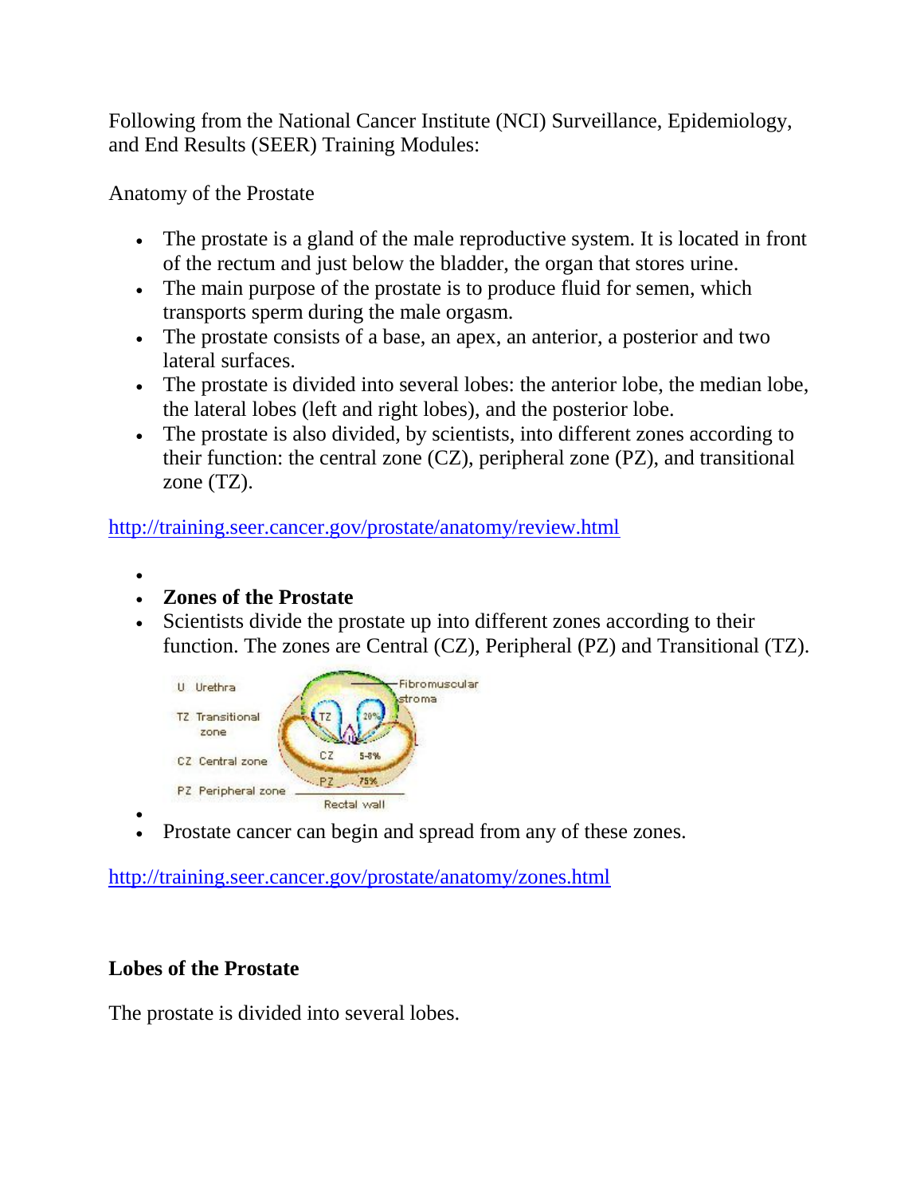Following from the National Cancer Institute (NCI) Surveillance, Epidemiology, and End Results (SEER) Training Modules:

Anatomy of the Prostate

- The prostate is a gland of the male reproductive system. It is located in front of the rectum and just below the bladder, the organ that stores urine.
- The main purpose of the prostate is to produce fluid for semen, which transports sperm during the male orgasm.
- The prostate consists of a base, an apex, an anterior, a posterior and two lateral surfaces.
- The prostate is divided into several lobes: the anterior lobe, the median lobe, the lateral lobes (left and right lobes), and the posterior lobe.
- The prostate is also divided, by scientists, into different zones according to their function: the central zone (CZ), peripheral zone (PZ), and transitional zone (TZ).

http://training.seer.cancer.gov/prostate/anatomy/review.html

- **Zones of the Prostate**
- Scientists divide the prostate up into different zones according to their function. The zones are Central (CZ), Peripheral (PZ) and Transitional (TZ).

U Urethra

TZ Transitional zone

CZ Central zone

PZ Peripheral zone

Fibromuscular stroma

Rectal wall

- Prostate cancer can begin and spread from any of these zones.

http://training.seer.cancer.gov/prostate/anatomy/zones.html

**Lobes of the Prostate**

The prostate is divided into several lobes.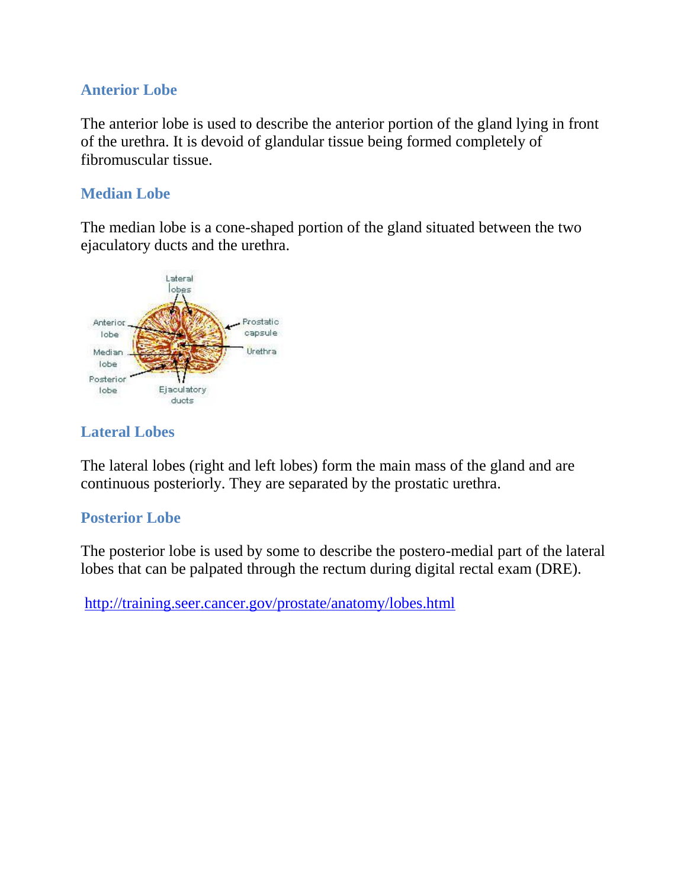## Anterior Lobe

The anterior lobe is used to describe the anterior portion of the gland lying in front of the urethra. It is devoid of glandular tissue being formed completely of fibromuscular tissue.

## Median Lobe

The median lobe is a cone-shaped portion of the gland situated between the two ejaculatory ducts and the urethra.

Lateral lobes

Anterior lobe

Prostatic capsule

Median lobe

Urethra

Posterior lobe

Ejaculatory ducts

## Lateral Lobes

The lateral lobes (right and left lobes) form the main mass of the gland and are continuous posteriorly. They are separated by the prostatic urethra.

## Posterior Lobe

The posterior lobe is used by some to describe the postero-medial part of the lateral lobes that can be palpated through the rectum during digital rectal exam (DRE).

http://training.seer.cancer.gov/prostate/anatomy/lobes.html